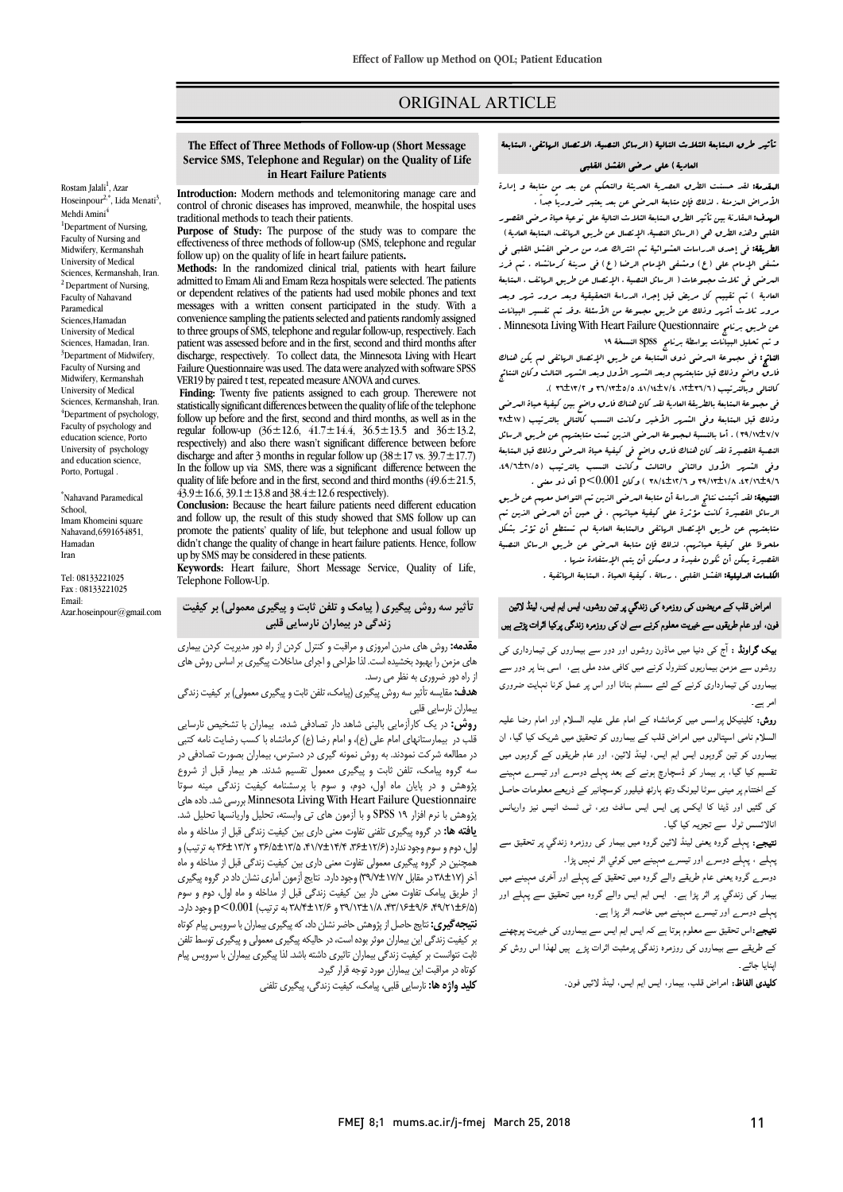ORIGINAL ARTICLE

# The Effect of Three Methods of Follow-up (Short Message Service SMS, Telephone and Regular) on the Quality of Life in Heart Failure Patients

Rostam Jalali[1], Azar Hoseinpour[2,*], Lida Menati[3], Mehdi Amini[4]

[1]Department of Nursing, Faculty of Nursing and Midwifery, Kermanshah University of Medical Sciences, Kermanshah, Iran.
[2]Department of Nursing, Faculty of Nahavand Paramedical Sciences,Hamadan University of Medical Sciences, Hamadan, Iran.
[3]Department of Midwifery, Faculty of Nursing and Midwifery, Kermanshah University of Medical Sciences, Kermanshah, Iran.
[4]Department of psychology, Faculty of psychology and education science, Porto University of psychology and education science, Porto, Portugal .

*Nahavand Paramedical School, Imam Khomeini square Nahavand,6591654851, Hamadan Iran

Tel: 08133221025
Fax : 08133221025
Email: Azar.hoseinpour@gmail.com

**Introduction:** Modern methods and telemonitoring manage care and control of chronic diseases has improved, meanwhile, the hospital uses traditional methods to teach their patients.

**Purpose of Study:** The purpose of the study was to compare the effectiveness of three methods of follow-up (SMS, telephone and regular follow up) on the quality of life in heart failure patients**.**

**Methods:** In the randomized clinical trial, patients with heart failure admitted to Emam Ali and Emam Reza hospitals were selected. The patients or dependent relatives of the patients had used mobile phones and text messages with a written consent participated in the study. With a convenience sampling the patients selected and patients randomly assigned to three groups of SMS, telephone and regular follow-up, respectively. Each patient was assessed before and in the first, second and third months after discharge, respectively. To collect data, the Minnesota Living with Heart Failure Questionnaire was used. The data were analyzed with software SPSS VER19 by paired t test, repeated measure ANOVA and curves.

**Finding:** Twenty five patients assigned to each group. Therewere not statistically significant differences between the quality of life of the telephone follow up before and the first, second and third months, as well as in the regular follow-up (36±12.6, 41.7±14.4, 36.5±13.5 and 36±13.2, respectively) and also there wasn't significant difference between before discharge and after 3 months in regular follow up (38±17 vs. 39.7±17.7) In the follow up via SMS, there was a significant difference between the quality of life before and in the first, second and third months (49.6±21.5, 43.9±16.6, 39.1±13.8 and 38.4±12.6 respectively).

**Conclusion:** Because the heart failure patients need different education and follow up, the result of this study showed that SMS follow up can promote the patients' quality of life, but telephone and usual follow up didn't change the quality of change in heart failure patients. Hence, follow up by SMS may be considered in these patients.

**Keywords:** Heart failure, Short Message Service, Quality of Life, Telephone Follow-Up.

## تأثیر سه روش پیگیری ( پیامک و تلفن ثابت و پیگیری معمولی) بر کیفیت زندگی در بیماران نارسایی قلبی

**مقدمه:** روش های مدرن امروزی و مراقبت و کنترل کردن از راه دور مدیریت کردن بیماری های مزمن را بهبود بخشیده است. لذا طراحی و اجرای مداخلات پیگیری بر اساس روش های از راه دور ضروری به نظر می رسد.

**هدف:** مقایسه تأثیر سه روش پیگیری (پیامک، تلفن ثابت و پیگیری معمولی) بر کیفیت زندگی بیماران نارسایی قلبی

**روش:** در یک کارآزمایی بالینی شاهد دار تصادفی شده، بیماران با تشخیص نارسایی قلب در بیمارستانهای امام علی (ع)، و امام رضا (ع) کرمانشاه با کسب رضایت نامه کتبی در مطالعه شرکت نمودند. به روش نمونه گیری در دسترس، بیماران بصورت تصادفی در سه گروه پیامک، تلفن ثابت و پیگیری معمول تقسیم شدند. هر بیمار قبل از شروع پژوهش و در پایان ماه اول، دوم، و سوم با پرسشنامه کیفیت زندگی مینه سوتا Minnesota Living With Heart Failure Questionnaire بررسی شد. داده های پژوهش با نرم افزار SPSS ۱۹ و با آزمون های تی وابسته، تحلیل واریانسها تحلیل شد.

**یافته ها:** در گروه پیگیری تلفنی تفاوت معنی داری بین کیفیت زندگی قبل از مداخله و ماه اول، دوم و سوم وجود ندارد (۱۲/۶±۳۶، ۱۴/۴±۴۱/۷، ۱۳/۵±۳۶/۵ و ۱۳/۲±۳۶ به ترتیب) و همچنین در گروه پیگیری معمولی تفاوت معنی داری بین کیفیت زندگی قبل از مداخله و ماه آخر (۱۷±۳۸ در مقابل ۱۷/۷±۳۹/۷) وجود دارد. نتایج آزمون آماری نشان داد در گروه پیگیری از طریق پیامک تفاوت معنی دار بین کیفیت زندگی قبل از مداخله و ماه اول، دوم و سوم (۲۱/۵±۴۹/۶، ۱۶/۶±۴۳/۹، ۱۳/۸±۳۹/۱ و ۱۲/۶±۳۸/۴ به ترتیب) p<0.001 وجود دارد.

**نتیجه گیری:** نتایج حاصل از پژوهش حاضر نشان داد، که پیگیری بیماران با سرویس پیام کوتاه بر کیفیت زندگی این بیماران موثر بوده است، در حالیکه پیگیری معمولی و پیگیری توسط تلفن ثابت نتوانست بر کیفیت زندگی بیماران تاثیری داشته باشد. لذا پیگیری بیماران با سرویس پیام کوتاه در مراقبت این بیماران مورد توجه قرار گیرد.

**کلید واژه ها:** نارسایی قلبی، پیامک، کیفیت زندگی، پیگیری تلفنی

## تأثير طرق المتابعة الثلاث التالية (الرسائل النصية، الإتصال الهاتفي، المتابعة العادية) على مرضى الفشل القلبي

**المقدمة:** لقد حسنت الطرق العصرية الحديثة والتحكم عن بعد من متابعة و إدارة الأمراض المزمنة . لذلك فإن متابعة المرضى عن بعد يعتبر ضرورياً جداً .

**الهدف:** المقارنة بين تأثير الطرق المتابعة الثلاث التالية على نوعية حياة مرضى القصور القلبي وهذه الطرق هي ( الرسائل النصية، الإتصال عن طريق الهاتف، المتابعة العادية )

**الطريقة:** في إحدى الدراسات العشوائية تم اشتراك عدد من مرضى الفشل القلبي في مستشفى الإمام علي (ع) ومشفى الإمام الرضا (ع) في مدينة كرمانشاه . ثم فرز المرضى في ثلاث مجموعات( الرسائل النصية ، الإتصال عن طريق الهاتف ، المتابعة العادية ) تم تقييم كل مريض قبل إجراء الدراسة التحقيقية وبعد مرور شهر وبعد مرور ثلاث أشهر وذلك عن طريق مجموعة من الأسئلة .وقد تم تفسير البيانات عن طريق برنامج Minnesota Living With Heart Failure Questionnaire . و تم تحليل البيانات بواسطة برنامج spss النسخة ١٩

**النتائج:** في مجموعة المرضى ذوي المتابعة عن طريق الإتصال الهاتفي لم يكن هناك فارق واضح وذلك قبل متابعتهم وبعد الشهر الأول وبعد الشهر الثالث وكان النتائج كالتالي وبالترتيب (١٢/٦±٣٦، ١٤/٤±٤١/٧، ١٣/٥±٣٦/٥ و ١٣/٢±٣٦ ).

في مجموعة المتابعة بالطريقة العادية لقد كان هناك فارق واضح بين كيفية حياة المرضى وذلك قبل المتابعة وفي الشهر الأخير وكانت النسب كالتالي بالترتيب (١٧±٣٨ و ١٧/٧±٣٩/٧) . أما بالنسبة لمجموعة المرضى الذين تمت متابعتهم عن طريق الرسائل النصية القصيرة لقد كان هناك فارق واضح في كيفية حياة المرضى وذلك قبل المتابعة وفي الشهر الأول والثاني والثالث وكانت النسب بالترتيب (٢١/٥±٤٩/٦، ١٦/٦±٤٣/٩ ،١٣/٨±٣٩/١ و ١٢/٦±٣٨/٤ ) وكان p<0.001 أي ذو معنى .

**النتيجة:** لقد أثبتت نتائج الدراسة أن متابعة المرضى الذين تم التواصل معهم عن طريق الرسائل القصيرة كانت مؤثرة على كيفية حياتهم . في حين أن المرضى الذين تم متابعتهم عن طريق الإتصال الهاتفي والمتابعة العادية لم تستطع أن تؤثر بشكل ملحوظ على كيفية حياتهم. لذلك فإن متابعة المرضى عن طريق الرسائل النصية القصيرة يمكن أن تكون مفيدة و ومكن أن يتم الإستفادة منها .

**الكلمات الدليلية:** الفشل القلبي ، رسالة ، كيفية الحياة ، المتابعة الهاتفية .

## امراض قلب کے مریضوں کی روزمرہ کی زندگي پر تین روشوں، ایس ایم ایس، لینڈ لائين فون، اور عام طریقوں سے خیریت معلوم کرنے سے ان کی روزمرہ زندگي پرکیا اثرات پڑتے ہیں

**بیک گراونڈ :** آج کی دنیا میں ماڈرن روشوں اور دور سے بیماروں کی تیمارداری کی روشوں سے مزمن بیماریوں کنٹرول کرنے میں کافی مدد ملی ہے، اسی بنا پر دور سے بیماروں کی تیمارداری کرنے کے لئے سسٹم بنانا اور اس پر عمل کرنا نہایت ضروری امر ہے۔

**روش:** کلینیکل پراسس میں کرمانشاہ کے امام علی علیہ السلام اور امام رضا علیہ السلام نامی اسپتالوں میں امراض قلب کے بیماروں کو تحقیق میں شریک کیا گيا، ان بیماروں کو تین گروہوں ایس ایم ایس، لینڈ لائين، اور عام طریقوں کے گروہوں میں تقسیم کیا گيا، ہر بیمار کو ڈسچارج ہونے کے بعد پہلے دوسرے اور تیسرے مہینے کے اختتام پر مینی سوٹا لیونگ وتھ ہارٹ فیلیور کوسچانیر کے ذریعے معلومات حاصل کی گئيں اور ڈیٹا کا ایس پی ایس ایس سافٹ ویر، ٹی ٹسٹ انیز واریانس انالائسس ٹول سے تجزیہ کیا گيا۔

**نتیجے:** پہلے گروہ یعنی لینڈ لائين گروہ میں بیمار کی روزمرہ زندگي پر تحقیق سے پہلے ، پہلے دوسرے اور تیسرے مہینے میں کوئي اثر نہیں پڑا۔

دوسرے گروہ یعنی عام طریقے والے گروہ میں تحقیق کے پہلے اور آخری مہینے میں بیمار کی زندگي پر اثر پڑا ہے۔ ایس ایم ایس والے گروہ میں تحقیق سے پہلے اور پہلے دوسرے اور تیسرے مہینے میں خاصہ اثر پڑا ہے۔

**نتیجے :**اس تحقیق سے معلوم ہوتا ہے کہ ایس ایم ایس سے بیماروں کی خیریت پوچھنے کے طریقے سے بیماروں کی روزمرہ زندگي پرمثبت اثرات پڑتے ہیں لھذا اس روش کو اپنایا جائے۔

**کلیدی الفاظ:** امراض قلب، بیمار، ایس ایم ایس، لینڈ لائین فون۔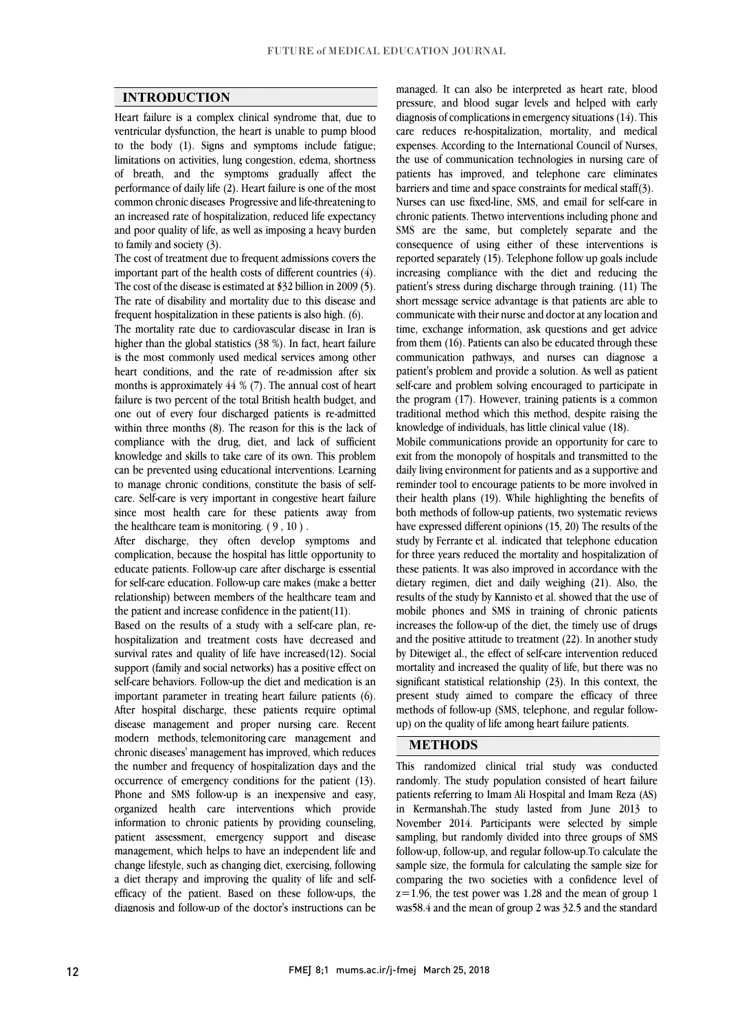## INTRODUCTION

Heart failure is a complex clinical syndrome that, due to ventricular dysfunction, the heart is unable to pump blood to the body (1). Signs and symptoms include fatigue; limitations on activities, lung congestion, edema, shortness of breath, and the symptoms gradually affect the performance of daily life (2). Heart failure is one of the most common chronic diseases Progressive and life-threatening to an increased rate of hospitalization, reduced life expectancy and poor quality of life, as well as imposing a heavy burden to family and society (3).

The cost of treatment due to frequent admissions covers the important part of the health costs of different countries (4). The cost of the disease is estimated at $32 billion in 2009 (5). The rate of disability and mortality due to this disease and frequent hospitalization in these patients is also high. (6).

The mortality rate due to cardiovascular disease in Iran is higher than the global statistics (38 %). In fact, heart failure is the most commonly used medical services among other heart conditions, and the rate of re-admission after six months is approximately 44 % (7). The annual cost of heart failure is two percent of the total British health budget, and one out of every four discharged patients is re-admitted within three months (8). The reason for this is the lack of compliance with the drug, diet, and lack of sufficient knowledge and skills to take care of its own. This problem can be prevented using educational interventions. Learning to manage chronic conditions, constitute the basis of self-care. Self-care is very important in congestive heart failure since most health care for these patients away from the healthcare team is monitoring. ( 9 , 10 ) .

After discharge, they often develop symptoms and complication, because the hospital has little opportunity to educate patients. Follow-up care after discharge is essential for self-care education. Follow-up care makes (make a better relationship) between members of the healthcare team and the patient and increase confidence in the patient(11).

Based on the results of a study with a self-care plan, re-hospitalization and treatment costs have decreased and survival rates and quality of life have increased(12). Social support (family and social networks) has a positive effect on self-care behaviors. Follow-up the diet and medication is an important parameter in treating heart failure patients (6). After hospital discharge, these patients require optimal disease management and proper nursing care. Recent modern methods, telemonitoring care management and chronic diseases' management has improved, which reduces the number and frequency of hospitalization days and the occurrence of emergency conditions for the patient (13). Phone and SMS follow-up is an inexpensive and easy, organized health care interventions which provide information to chronic patients by providing counseling, patient assessment, emergency support and disease management, which helps to have an independent life and change lifestyle, such as changing diet, exercising, following a diet therapy and improving the quality of life and self-efficacy of the patient. Based on these follow-ups, the diagnosis and follow-up of the doctor's instructions can be managed. It can also be interpreted as heart rate, blood pressure, and blood sugar levels and helped with early diagnosis of complications in emergency situations (14). This care reduces re-hospitalization, mortality, and medical expenses. According to the International Council of Nurses, the use of communication technologies in nursing care of patients has improved, and telephone care eliminates barriers and time and space constraints for medical staff(3).

Nurses can use fixed-line, SMS, and email for self-care in chronic patients. Thetwo interventions including phone and SMS are the same, but completely separate and the consequence of using either of these interventions is reported separately (15). Telephone follow up goals include increasing compliance with the diet and reducing the patient's stress during discharge through training. (11) The short message service advantage is that patients are able to communicate with their nurse and doctor at any location and time, exchange information, ask questions and get advice from them (16). Patients can also be educated through these communication pathways, and nurses can diagnose a patient's problem and provide a solution. As well as patient self-care and problem solving encouraged to participate in the program (17). However, training patients is a common traditional method which this method, despite raising the knowledge of individuals, has little clinical value (18).

Mobile communications provide an opportunity for care to exit from the monopoly of hospitals and transmitted to the daily living environment for patients and as a supportive and reminder tool to encourage patients to be more involved in their health plans (19). While highlighting the benefits of both methods of follow-up patients, two systematic reviews have expressed different opinions (15, 20) The results of the study by Ferrante et al. indicated that telephone education for three years reduced the mortality and hospitalization of these patients. It was also improved in accordance with the dietary regimen, diet and daily weighing (21). Also, the results of the study by Kannisto et al. showed that the use of mobile phones and SMS in training of chronic patients increases the follow-up of the diet, the timely use of drugs and the positive attitude to treatment (22). In another study by Ditewig et al., the effect of self-care intervention reduced mortality and increased the quality of life, but there was no significant statistical relationship (23). In this context, the present study aimed to compare the efficacy of three methods of follow-up (SMS, telephone, and regular follow-up) on the quality of life among heart failure patients.

## METHODS

This randomized clinical trial study was conducted randomly. The study population consisted of heart failure patients referring to Imam Ali Hospital and Imam Reza (AS) in Kermanshah.The study lasted from June 2013 to November 2014. Participants were selected by simple sampling, but randomly divided into three groups of SMS follow-up, follow-up, and regular follow-up.To calculate the sample size, the formula for calculating the sample size for comparing the two societies with a confidence level of $z=1.96$, the test power was 1.28 and the mean of group 1 was58.4 and the mean of group 2 was 32.5 and the standard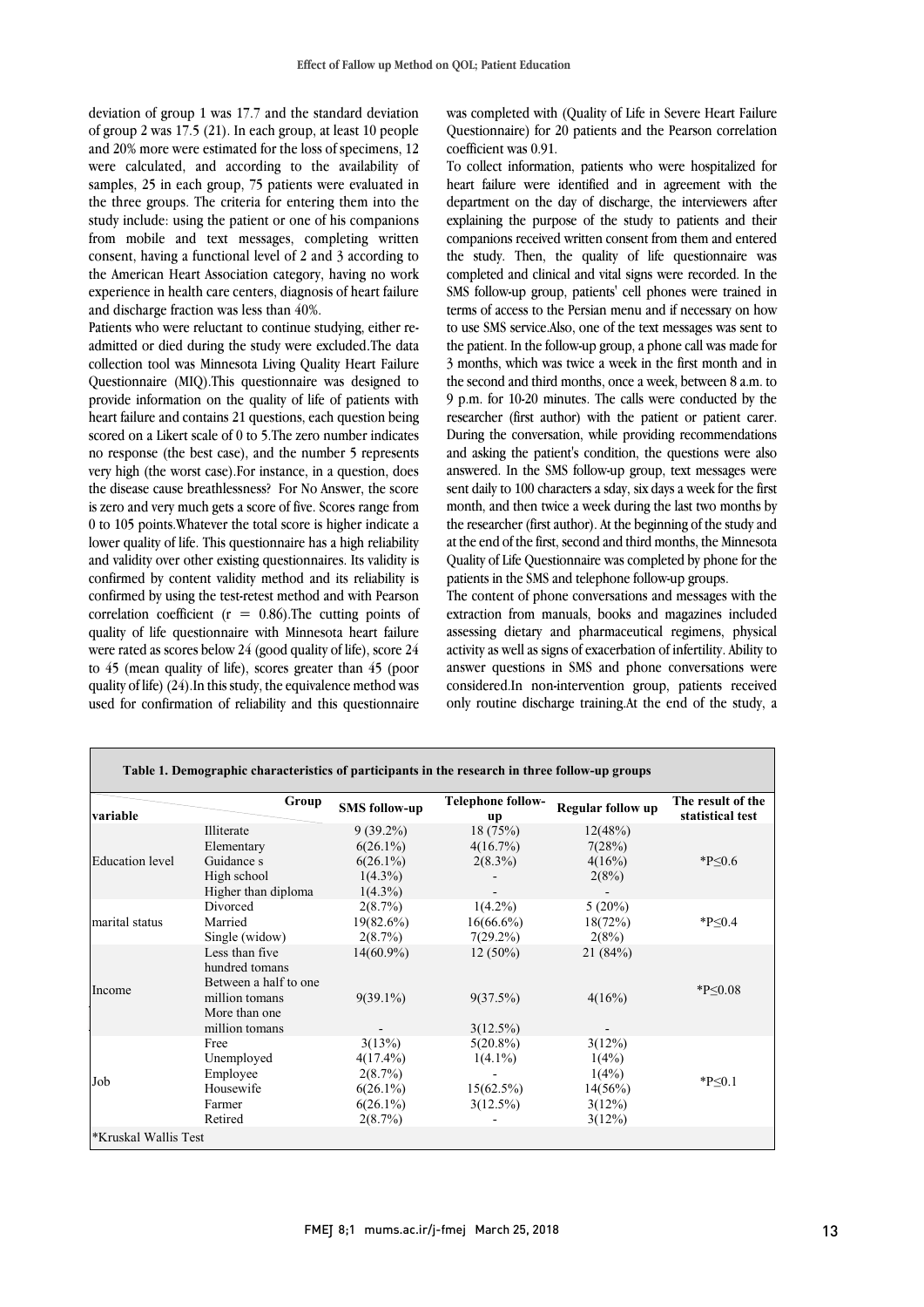deviation of group 1 was 17.7 and the standard deviation of group 2 was 17.5 (21). In each group, at least 10 people and 20% more were estimated for the loss of specimens, 12 were calculated, and according to the availability of samples, 25 in each group, 75 patients were evaluated in the three groups. The criteria for entering them into the study include: using the patient or one of his companions from mobile and text messages, completing written consent, having a functional level of 2 and 3 according to the American Heart Association category, having no work experience in health care centers, diagnosis of heart failure and discharge fraction was less than 40%.

Patients who were reluctant to continue studying, either re-admitted or died during the study were excluded.The data collection tool was Minnesota Living Quality Heart Failure Questionnaire (MIQ).This questionnaire was designed to provide information on the quality of life of patients with heart failure and contains 21 questions, each question being scored on a Likert scale of 0 to 5.The zero number indicates no response (the best case), and the number 5 represents very high (the worst case).For instance, in a question, is the disease cause breathlessness? For No Answer, the score is zero and very much gets a score of five. Scores range from 0 to 105 points.Whatever the total score is higher indicate a lower quality of life. This questionnaire has a high reliability and validity over other existing questionnaires. Its validity is confirmed by content validity method and its reliability is confirmed by using the test-retest method and with Pearson correlation coefficient ($r = 0.86$).The cutting points of quality of life questionnaire with Minnesota heart failure were rated as scores below 24 (good quality of life), score 24 to 45 (mean quality of life), scores greater than 45 (poor quality of life) (24).In this study, the equivalence method was used for confirmation of reliability and this questionnaire was completed with (Quality of Life in Severe Heart Failure Questionnaire) for 20 patients and the Pearson correlation coefficient was 0.91.

To collect information, patients who were hospitalized for heart failure were identified and in agreement with the department on the day of discharge, the interviewers after explaining the purpose of the study to patients and their companions received written consent from them and entered the study. Then, the quality of life questionnaire was completed and clinical and vital signs were recorded. In the SMS follow-up group, patients' cell phones were trained in terms of access to the Persian menu and if necessary on how to use SMS service.Also, one of the text messages was sent to the patient. In the follow-up group, a phone call was made for 3 months, which was twice a week in the first month and in the second and third months, once a week, between 8 a.m. to 9 p.m. for 10-20 minutes. The calls were conducted by the researcher (first author) with the patient or patient carer. During the conversation, while providing recommendations and asking the patient's condition, the questions were also answered. In the SMS follow-up group, text messages were sent daily to 100 characters a sday, six days a week for the first month, and then twice a week during the last two months by the researcher (first author). At the beginning of the study and at the end of the first, second and third months, the Minnesota Quality of Life Questionnaire was completed by phone for the patients in the SMS and telephone follow-up groups.

The content of phone conversations and messages with the extraction from manuals, books and magazines included assessing dietary and pharmaceutical regimens, physical activity as well as signs of exacerbation of infertility. Ability to answer questions in SMS and phone conversations were considered.In non-intervention group, patients received only routine discharge training.At the end of the study, a

**Table 1. Demographic characteristics of participants in the research in three follow-up groups**

| variable | Group | SMS follow-up | Telephone follow-up | Regular follow up | The result of the statistical test |
|---|---|---|---|---|---|
| Education level | Illiterate | 9 (39.2%) | 18 (75%) | 12(48%) | *P≤0.6 |
| | Elementary | 6(26.1%) | 4(16.7%) | 7(28%) | |
| | Guidance s | 6(26.1%) | 2(8.3%) | 4(16%) | |
| | High school | 1(4.3%) | - | 2(8%) | |
| | Higher than diploma | 1(4.3%) | - | - | |
| marital status | Divorced | 2(8.7%) | 1(4.2%) | 5 (20%) | *P≤0.4 |
| | Married | 19(82.6%) | 16(66.6%) | 18(72%) | |
| | Single (widow) | 2(8.7%) | 7(29.2%) | 2(8%) | |
| Income | Less than five hundred tomans | 14(60.9%) | 12 (50%) | 21 (84%) | *P≤0.08 |
| | Between a half to one million tomans | 9(39.1%) | 9(37.5%) | 4(16%) | |
| | More than one million tomans | - | 3(12.5%) | - | |
| Job | Free | 3(13%) | 5(20.8%) | 3(12%) | *P≤0.1 |
| | Unemployed | 4(17.4%) | 1(4.1%) | 1(4%) | |
| | Employee | 2(8.7%) | - | 1(4%) | |
| | Housewife | 6(26.1%) | 15(62.5%) | 14(56%) | |
| | Farmer | 6(26.1%) | 3(12.5%) | 3(12%) | |
| | Retired | 2(8.7%) | - | 3(12%) | |

*Kruskal Wallis Test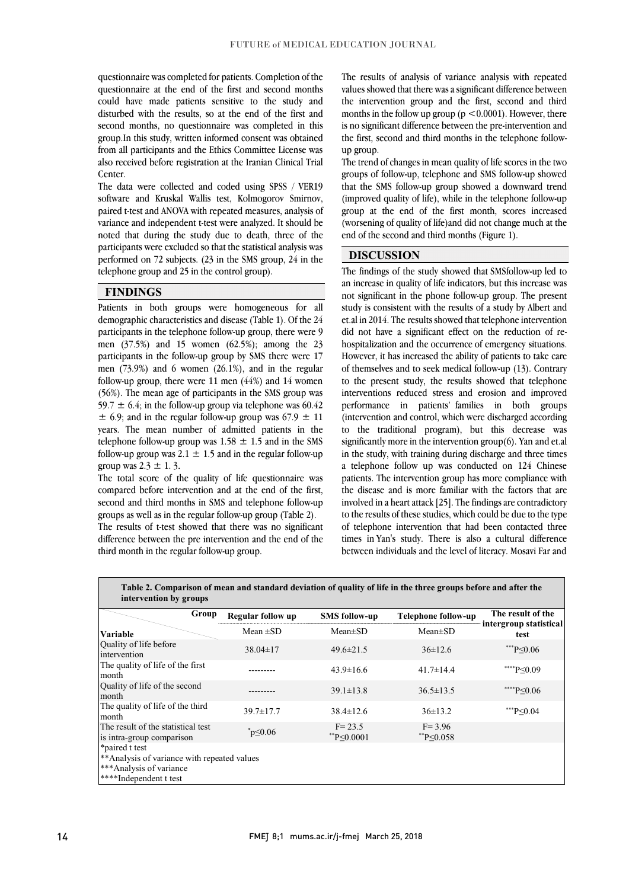questionnaire was completed for patients. Completion of the questionnaire at the end of the first and second months could have made patients sensitive to the study and disturbed with the results, so at the end of the first and second months, no questionnaire was completed in this group.In this study, written informed consent was obtained from all participants and the Ethics Committee License was also received before registration at the Iranian Clinical Trial Center.

The data were collected and coded using SPSS / VER19 software and Kruskal Wallis test, Kolmogorov Smirnov, paired t-test and ANOVA with repeated measures, analysis of variance and independent t-test were analyzed. It should be noted that during the study due to death, three of the participants were excluded so that the statistical analysis was performed on 72 subjects. (23 in the SMS group, 24 in the telephone group and 25 in the control group).

## FINDINGS

Patients in both groups were homogeneous for all demographic characteristics and disease (Table 1). Of the 24 participants in the telephone follow-up group, there were 9 men (37.5%) and 15 women (62.5%); among the 23 participants in the follow-up group by SMS there were 17 men (73.9%) and 6 women (26.1%), and in the regular follow-up group, there were 11 men (44%) and 14 women (56%). The mean age of participants in the SMS group was 59.7 ± 6.4; in the follow-up group via telephone was 60.42 ± 6.9; and in the regular follow-up group was 67.9 ± 11 years. The mean number of admitted patients in the telephone follow-up group was 1.58 ± 1.5 and in the SMS follow-up group was 2.1 ± 1.5 and in the regular follow-up group was 2.3 ± 1. 3.

The total score of the quality of life questionnaire was compared before intervention and at the end of the first, second and third months in SMS and telephone follow-up groups as well as in the regular follow-up group (Table 2).

The results of t-test showed that there was no significant difference between the pre intervention and the end of the third month in the regular follow-up group.

The results of analysis of variance analysis with repeated values showed that there was a significant difference between the intervention group and the first, second and third months in the follow up group ($p < 0.0001$). However, there is no significant difference between the pre-intervention and the first, second and third months in the telephone follow-up group.

The trend of changes in mean quality of life scores in the two groups of follow-up, telephone and SMS follow-up showed that the SMS follow-up group showed a downward trend (improved quality of life), while in the telephone follow-up group at the end of the first month, scores increased (worsening of quality of life)and did not change much at the end of the second and third months (Figure 1).

## DISCUSSION

The findings of the study showed that SMSfollow-up led to an increase in quality of life indicators, but this increase was not significant in the phone follow-up group. The present study is consistent with the results of a study by Albert and et.al in 2014. The results showed that telephone intervention did not have a significant effect on the reduction of re-hospitalization and the occurrence of emergency situations. However, it has increased the ability of patients to take care of themselves and to seek medical follow-up (13). Contrary to the present study, the results showed that telephone interventions reduced stress and erosion and improved performance in patients' families in both groups (intervention and control, which were discharged according to the traditional program), but this decrease was significantly more in the intervention group(6). Yan and et.al in the study, with training during discharge and three times a telephone follow up was conducted on 124 Chinese patients. The intervention group has more compliance with the disease and is more familiar with the factors that are involved in a heart attack [25]. The findings are contradictory to the results of these studies, which could be due to the type of telephone intervention that had been contacted three times in Yan's study. There is also a cultural difference between individuals and the level of literacy. Mosavi Far and

**Table 2. Comparison of mean and standard deviation of quality of life in the three groups before and after the intervention by groups**

| Variable \ Group | Regular follow up<br>Mean ±SD | SMS follow-up<br>Mean±SD | Telephone follow-up<br>Mean±SD | The result of the intergroup statistical test |
|---|---|---|---|---|
| Quality of life before intervention | 38.04±17 | 49.6±21.5 | 36±12.6 | ***P≤0.06 |
| The quality of life of the first month | --------- | 43.9±16.6 | 41.7±14.4 | ****P≤0.09 |
| Quality of life of the second month | --------- | 39.1±13.8 | 36.5±13.5 | ****P≤0.06 |
| The quality of life of the third month | 39.7±17.7 | 38.4±12.6 | 36±13.2 | ***P≤0.04 |
| The result of the statistical test is intra-group comparison | *p≤0.06 | F= 23.5<br>**P≤0.0001 | F= 3.96<br>**P≤0.058 | |

*paired t test
**Analysis of variance with repeated values
***Analysis of variance
****Independent t test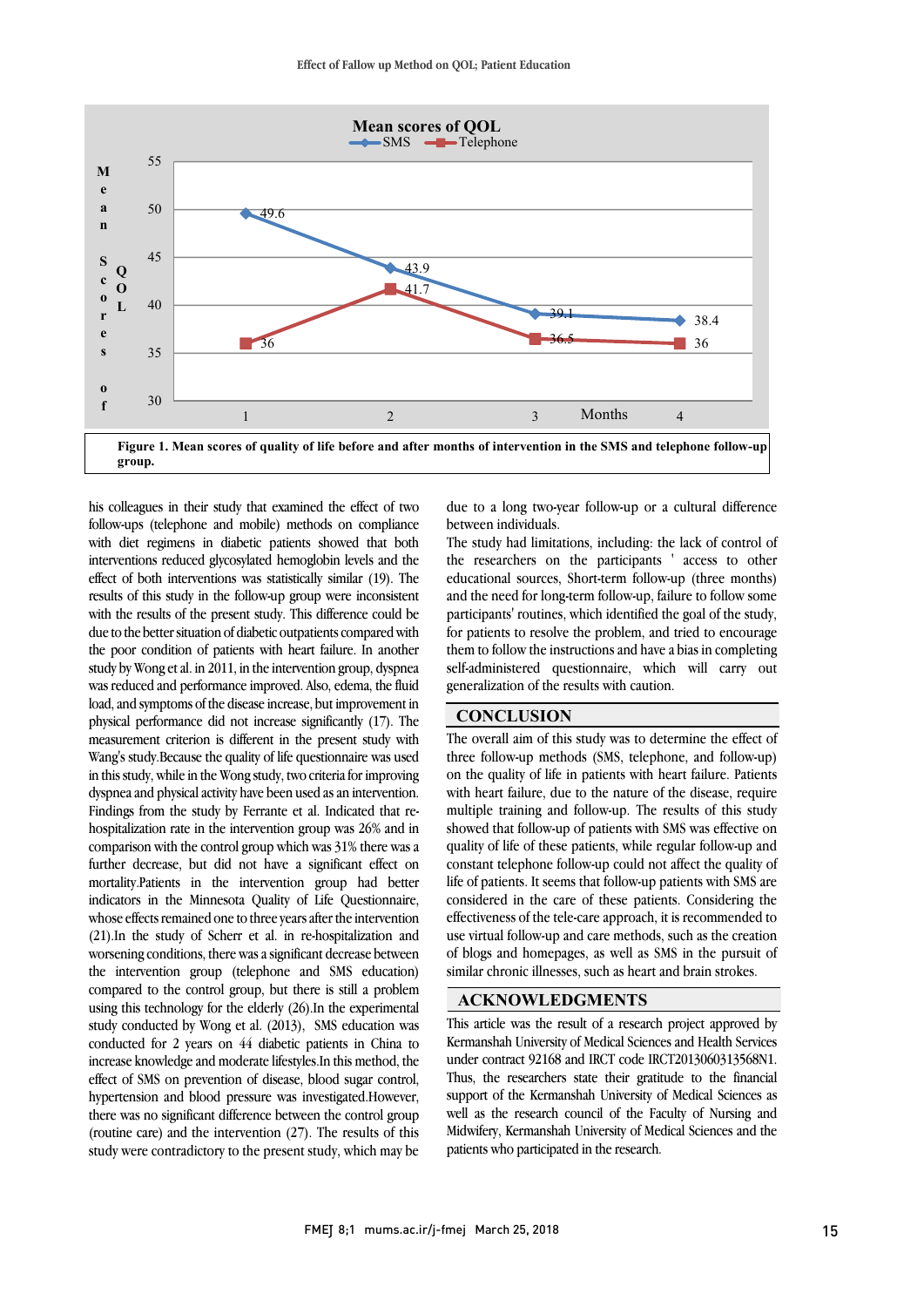Mean scores of QOL

SMS Telephone

Mean Scores of QOL

55
50
45
40
35
30

49.6
43.9
41.7
39.1
36.5
38.4
36
36

1 2 3 Months 4

**Figure 1. Mean scores of quality of life before and after months of intervention in the SMS and telephone follow-up group.**

his colleagues in their study that examined the effect of two follow-ups (telephone and mobile) methods on compliance with diet regimens in diabetic patients showed that both interventions reduced glycosylated hemoglobin levels and the effect of both interventions was statistically similar (19). The results of this study in the follow-up group were inconsistent with the results of the present study. This difference could be due to the better situation of diabetic outpatients compared with the poor condition of patients with heart failure. In another study by Wong et al. in 2011, in the intervention group, dyspnea was reduced and performance improved. Also, edema, the fluid load, and symptoms of the disease increase, but improvement in physical performance did not increase significantly (17). The measurement criterion is different in the present study with Wang's study.Because the quality of life questionnaire was used in this study, while in the Wong study, two criteria for improving dyspnea and physical activity have been used as an intervention. Findings from the study by Ferrante et al. Indicated that re-hospitalization rate in the intervention group was 26% and in comparison with the control group which was 31% there was a further decrease, but did not have a significant effect on mortality.Patients in the intervention group had better indicators in the Minnesota Quality of Life Questionnaire, whose effects remained one to three years after the intervention (21).In the study of Scherr et al. in re-hospitalization and worsening conditions, there was a significant decrease between the intervention group (telephone and SMS education) compared to the control group, but there is still a problem using this technology for the elderly (26).In the experimental study conducted by Wong et al. (2013), SMS education was conducted for 2 years on 44 diabetic patients in China to increase knowledge and moderate lifestyles.In this method, the effect of SMS on prevention of disease, blood sugar control, hypertension and blood pressure was investigated.However, there was no significant difference between the control group (routine care) and the intervention (27). The results of this study were contradictory to the present study, which may be due to a long two-year follow-up or a cultural difference between individuals.

The study had limitations, including: the lack of control of the researchers on the participants ' access to other educational sources, Short-term follow-up (three months) and the need for long-term follow-up, failure to follow some participants' routines, which identified the goal of the study, for patients to resolve the problem, and tried to encourage them to follow the instructions and have a bias in completing self-administered questionnaire, which will carry out generalization of the results with caution.

## CONCLUSION

The overall aim of this study was to determine the effect of three follow-up methods (SMS, telephone, and follow-up) on the quality of life in patients with heart failure. Patients with heart failure, due to the nature of the disease, require multiple training and follow-up. The results of this study showed that follow-up of patients with SMS was effective on quality of life of these patients, while regular follow-up and constant telephone follow-up could not affect the quality of life of patients. It seems that follow-up patients with SMS are considered in the care of these patients. Considering the effectiveness of the tele-care approach, it is recommended to use virtual follow-up and care methods, such as the creation of blogs and homepages, as well as SMS in the pursuit of similar chronic illnesses, such as heart and brain strokes.

## ACKNOWLEDGMENTS

This article was the result of a research project approved by Kermanshah University of Medical Sciences and Health Services under contract 92168 and IRCT code IRCT2013060313568N1. Thus, the researchers state their gratitude to the financial support of the Kermanshah University of Medical Sciences as well as the research council of the Faculty of Nursing and Midwifery, Kermanshah University of Medical Sciences and the patients who participated in the research.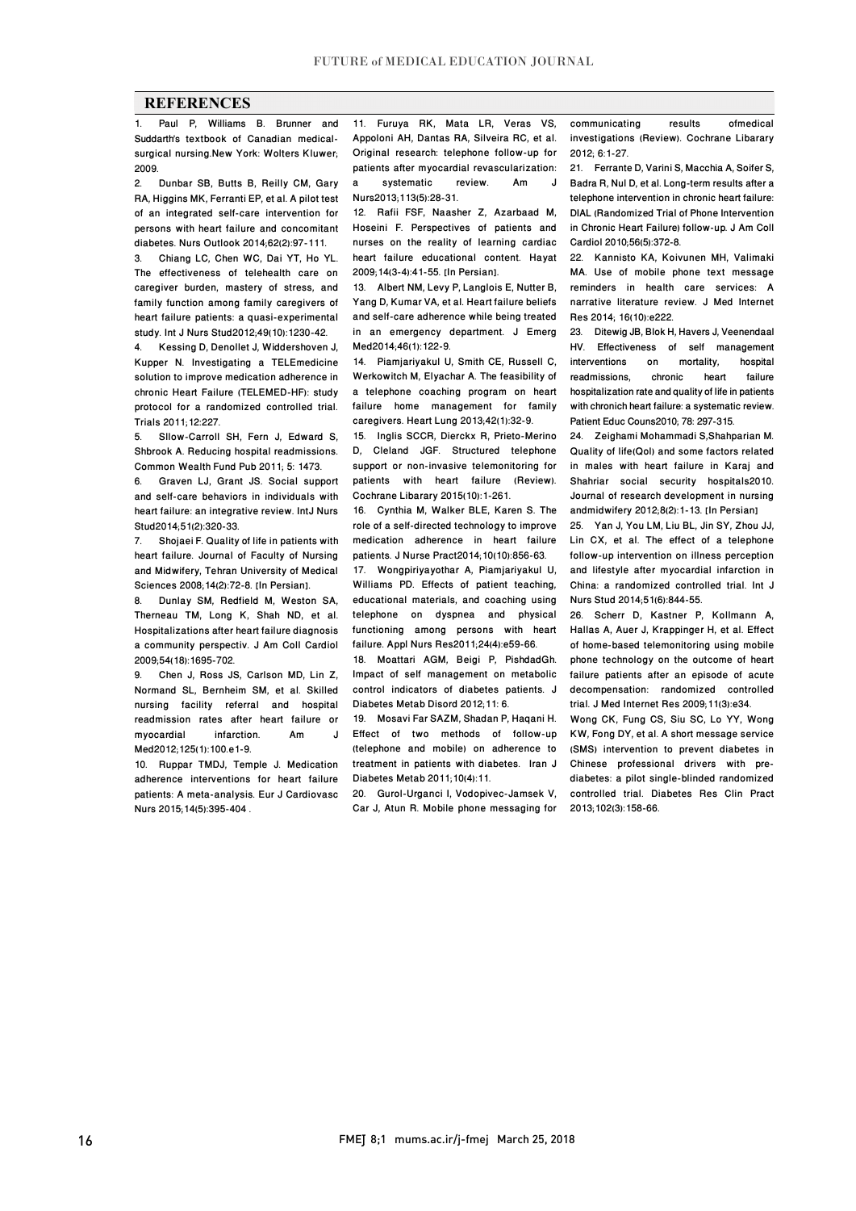## REFERENCES

1. Paul P, Williams B. Brunner and Suddarth's textbook of Canadian medical-surgical nursing.New York: Wolters Kluwer; 2009.
2. Dunbar SB, Butts B, Reilly CM, Gary RA, Higgins MK, Ferranti EP, et al. A pilot test of an integrated self-care intervention for persons with heart failure and concomitant diabetes. Nurs Outlook 2014;62(2):97-111.
3. Chiang LC, Chen WC, Dai YT, Ho YL. The effectiveness of telehealth care on caregiver burden, mastery of stress, and family function among family caregivers of heart failure patients: a quasi-experimental study. Int J Nurs Stud2012;49(10):1230-42.
4. Kessing D, Denollet J, Widdershoven J, Kupper N. Investigating a TELEmedicine solution to improve medication adherence in chronic Heart Failure (TELEMED-HF): study protocol for a randomized controlled trial. Trials 2011;12:227.
5. Sllow-Carroll SH, Fern J, Edward S, Shbrook A. Reducing hospital readmissions. Common Wealth Fund Pub 2011; 5: 1473.
6. Graven LJ, Grant JS. Social support and self-care behaviors in individuals with heart failure: an integrative review. IntJ Nurs Stud2014;51(2):320-33.
7. Shojaei F. Quality of life in patients with heart failure. Journal of Faculty of Nursing and Midwifery, Tehran University of Medical Sciences 2008;14(2):72-8. [In Persian].
8. Dunlay SM, Redfield M, Weston SA, Therneau TM, Long K, Shah ND, et al. Hospitalizations after heart failure diagnosis a community perspectiv. J Am Coll Cardiol 2009;54(18):1695-702.
9. Chen J, Ross JS, Carlson MD, Lin Z, Normand SL, Bernheim SM, et al. Skilled nursing facility referral and hospital readmission rates after heart failure or myocardial infarction. Am J Med2012;125(1):100.e1-9.
10. Ruppar TMDJ, Temple J. Medication adherence interventions for heart failure patients: A meta-analysis. Eur J Cardiovasc Nurs 2015;14(5):395-404 .
11. Furuya RK, Mata LR, Veras VS, Appoloni AH, Dantas RA, Silveira RC, et al. Original research: telephone follow-up for patients after myocardial revascularization: a systematic review. Am J Nurs2013;113(5):28-31.
12. Rafii FSF, Naasher Z, Azarbaad M, Hoseini F. Perspectives of patients and nurses on the reality of learning cardiac heart failure educational content. Hayat 2009;14(3-4):41-55. [In Persian].
13. Albert NM, Levy P, Langlois E, Nutter B, Yang D, Kumar VA, et al. Heart failure beliefs and self-care adherence while being treated in an emergency department. J Emerg Med2014;46(1):122-9.
14. Piamjariyakul U, Smith CE, Russell C, Werkowitch M, Elyachar A. The feasibility of a telephone coaching program on heart failure home management for family caregivers. Heart Lung 2013;42(1):32-9.
15. Inglis SCCR, Dierckx R, Prieto-Merino D, Cleland JGF. Structured telephone support or non-invasive telemonitoring for patients with heart failure (Review). Cochrane Libarary 2015(10):1-261.
16. Cynthia M, Walker BLE, Karen S. The role of a self-directed technology to improve medication adherence in heart failure patients. J Nurse Pract2014;10(10):856-63.
17. Wongpiriyayothar A, Piamjariyakul U, Williams PD. Effects of patient teaching, educational materials, and coaching using telephone on dyspnea and physical functioning among persons with heart failure. Appl Nurs Res2011;24(4):e59-66.
18. Moattari AGM, Beigi P, PishdadGh. Impact of self management on metabolic control indicators of diabetes patients. J Diabetes Metab Disord 2012;11: 6.
19. Mosavi Far SAZM, Shadan P, Haqani H. Effect of two methods of follow-up (telephone and mobile) on adherence to treatment in patients with diabetes. Iran J Diabetes Metab 2011;10(4):11.
20. Gurol-Urganci I, Vodopivec-Jamsek V, Car J, Atun R. Mobile phone messaging for communicating results ofmedical investigations (Review). Cochrane Libarary 2012; 6:1-27.
21. Ferrante D, Varini S, Macchia A, Soifer S, Badra R, Nul D, et al. Long-term results after a telephone intervention in chronic heart failure: DIAL (Randomized Trial of Phone Intervention in Chronic Heart Failure) follow-up. J Am Coll Cardiol 2010;56(5):372-8.
22. Kannisto KA, Koivunen MH, Valimaki MA. Use of mobile phone text message reminders in health care services: A narrative literature review. J Med Internet Res 2014; 16(10):e222.
23. Ditewig JB, Blok H, Havers J, Veenendaal HV. Effectiveness of self management interventions on mortality, hospital readmissions, chronic heart failure hospitalization rate and quality of life in patients with chronich heart failure: a systematic review. Patient Educ Couns2010; 78: 297-315.
24. Zeighami Mohammadi S,Shahparian M. Quality of life(Qol) and some factors related in males with heart failure in Karaj and Shahriar social security hospitals2010. Journal of research development in nursing andmidwifery 2012;8(2):1-13. [In Persian]
25. Yan J, You LM, Liu BL, Jin SY, Zhou JJ, Lin CX, et al. The effect of a telephone follow-up intervention on illness perception and lifestyle after myocardial infarction in China: a randomized controlled trial. Int J Nurs Stud 2014;51(6):844-55.
26. Scherr D, Kastner P, Kollmann A, Hallas A, Auer J, Krappinger H, et al. Effect of home-based telemonitoring using mobile phone technology on the outcome of heart failure patients after an episode of acute decompensation: randomized controlled trial. J Med Internet Res 2009;11(3):e34.

Wong CK, Fung CS, Siu SC, Lo YY, Wong KW, Fong DY, et al. A short message service (SMS) intervention to prevent diabetes in Chinese professional drivers with pre-diabetes: a pilot single-blinded randomized controlled trial. Diabetes Res Clin Pract 2013;102(3):158-66.